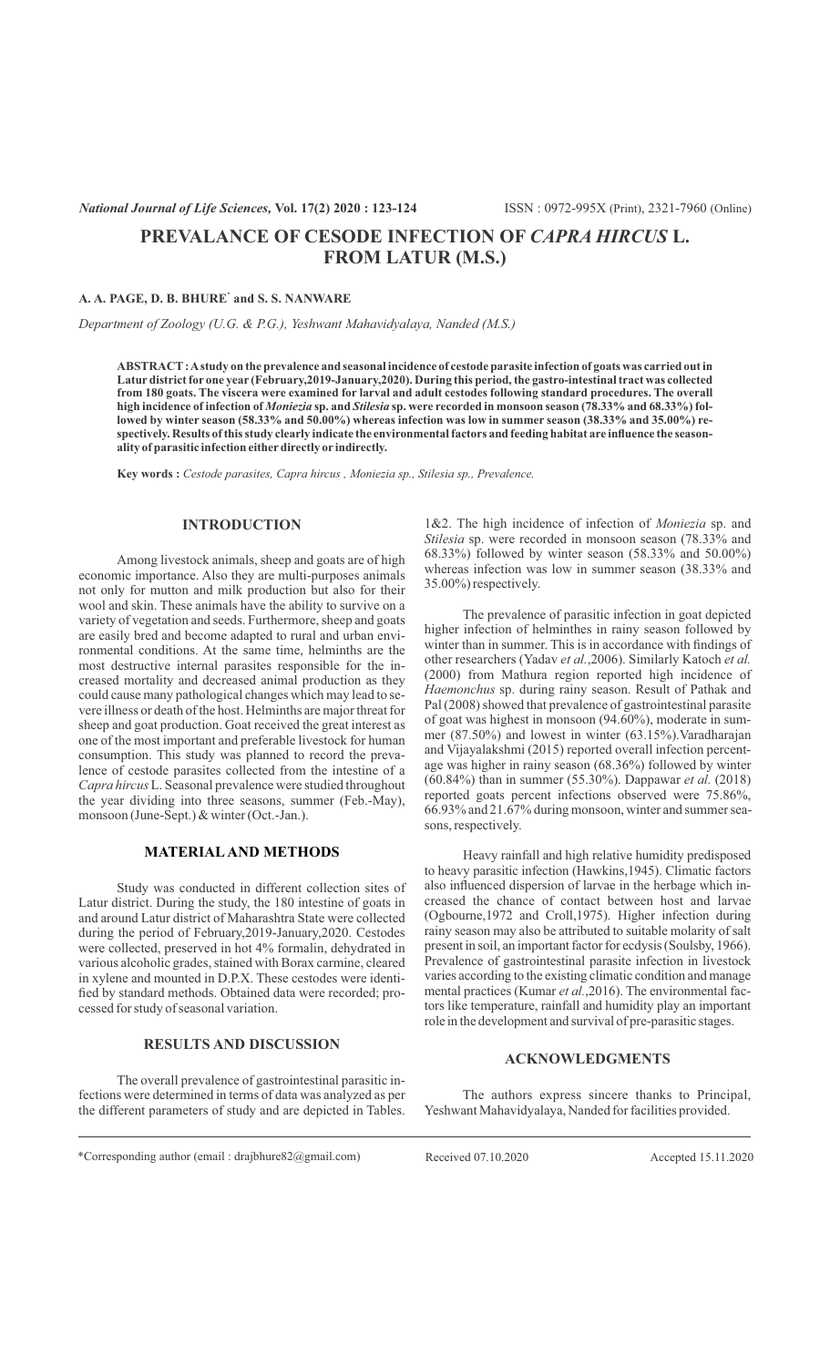# PREVALANCE OF CESODE INFECTION OF *CAPRA HIRCUS* L. FROM LATUR (M.S.)

**A. A. PAGE, D. B. BHURE[*] and S. S. NANWARE**

*Department of Zoology (U.G. & P.G.), Yeshwant Mahavidyalaya, Nanded (M.S.)*

**ABSTRACT : A study on the prevalence and seasonal incidence of cestode parasite infection of goats was carried out in Latur district for one year (February,2019-January,2020). During this period, the gastro-intestinal tract was collected from 180 goats. The viscera were examined for larval and adult cestodes following standard procedures. The overall high incidence of infection of *Moniezia* sp. and *Stilesia* sp. were recorded in monsoon season (78.33% and 68.33%) followed by winter season (58.33% and 50.00%) whereas infection was low in summer season (38.33% and 35.00%) respectively. Results of this study clearly indicate the environmental factors and feeding habitat are influence the seasonality of parasitic infection either directly or indirectly.**

**Key words :** *Cestode parasites, Capra hircus , Moniezia sp., Stilesia sp., Prevalence.*

## INTRODUCTION

Among livestock animals, sheep and goats are of high economic importance. Also they are multi-purposes animals not only for mutton and milk production but also for their wool and skin. These animals have the ability to survive on a variety of vegetation and seeds. Furthermore, sheep and goats are easily bred and become adapted to rural and urban environmental conditions. At the same time, helminths are the most destructive internal parasites responsible for the increased mortality and decreased animal production as they could cause many pathological changes which may lead to severe illness or death of the host. Helminths are major threat for sheep and goat production. Goat received the great interest as one of the most important and preferable livestock for human consumption. This study was planned to record the prevalence of cestode parasites collected from the intestine of a *Capra hircus* L. Seasonal prevalence were studied throughout the year dividing into three seasons, summer (Feb.-May), monsoon (June-Sept.) & winter (Oct.-Jan.).

## MATERIAL AND METHODS

Study was conducted in different collection sites of Latur district. During the study, the 180 intestine of goats in and around Latur district of Maharashtra State were collected during the period of February,2019-January,2020. Cestodes were collected, preserved in hot 4% formalin, dehydrated in various alcoholic grades, stained with Borax carmine, cleared in xylene and mounted in D.P.X. These cestodes were identified by standard methods. Obtained data were recorded; processed for study of seasonal variation.

## RESULTS AND DISCUSSION

The overall prevalence of gastrointestinal parasitic infections were determined in terms of data was analyzed as per the different parameters of study and are depicted in Tables. 1&2. The high incidence of infection of *Moniezia* sp. and *Stilesia* sp. were recorded in monsoon season (78.33% and 68.33%) followed by winter season (58.33% and 50.00%) whereas infection was low in summer season (38.33% and 35.00%) respectively.

The prevalence of parasitic infection in goat depicted higher infection of helminthes in rainy season followed by winter than in summer. This is in accordance with findings of other researchers (Yadav *et al.*,2006). Similarly Katoch *et al.* (2000) from Mathura region reported high incidence of *Haemonchus* sp. during rainy season. Result of Pathak and Pal (2008) showed that prevalence of gastrointestinal parasite of goat was highest in monsoon (94.60%), moderate in summer (87.50%) and lowest in winter (63.15%).Varadharajan and Vijayalakshmi (2015) reported overall infection percentage was higher in rainy season (68.36%) followed by winter (60.84%) than in summer (55.30%). Dappawar *et al.* (2018) reported goats percent infections observed were 75.86%, 66.93% and 21.67% during monsoon, winter and summer seasons, respectively.

Heavy rainfall and high relative humidity predisposed to heavy parasitic infection (Hawkins,1945). Climatic factors also influenced dispersion of larvae in the herbage which increased the chance of contact between host and larvae (Ogbourne,1972 and Croll,1975). Higher infection during rainy season may also be attributed to suitable molarity of salt present in soil, an important factor for ecdysis (Soulsby, 1966). Prevalence of gastrointestinal parasite infection in livestock varies according to the existing climatic condition and manage mental practices (Kumar *et al.*,2016). The environmental factors like temperature, rainfall and humidity play an important role in the development and survival of pre-parasitic stages.

## ACKNOWLEDGMENTS

The authors express sincere thanks to Principal, Yeshwant Mahavidyalaya, Nanded for facilities provided.

---

*Corresponding author (email : drajbhure82@gmail.com) Received 07.10.2020 Accepted 15.11.2020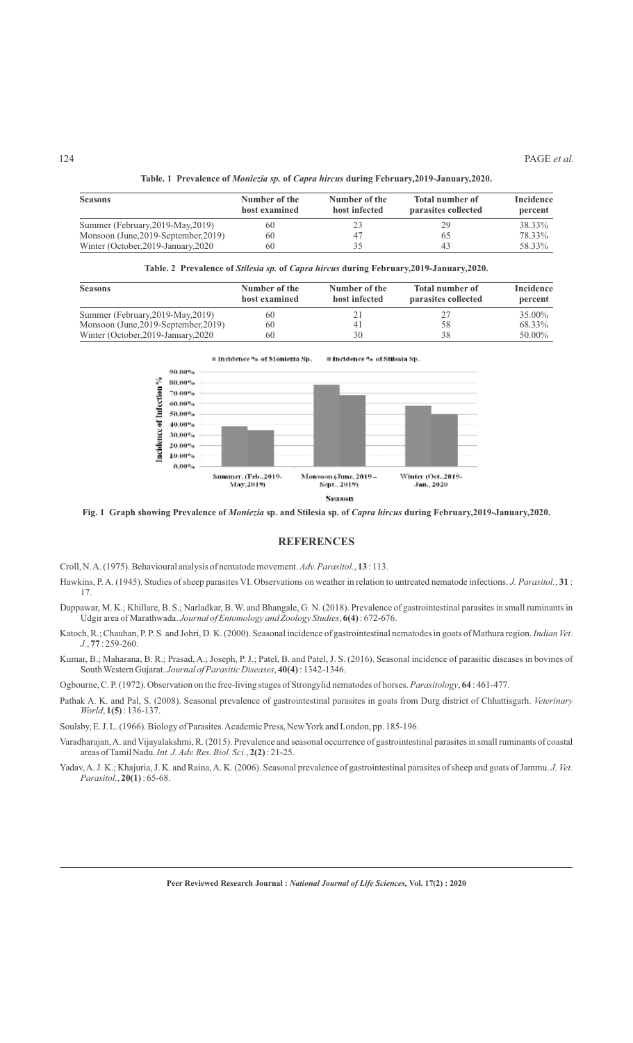**Table. 1 Prevalence of *Moniezia sp.* of *Capra hircus* during February,2019-January,2020.**

| Seasons | Number of the host examined | Number of the host infected | Total number of parasites collected | Incidence percent |
|---|---|---|---|---|
| Summer (February,2019-May,2019) | 60 | 23 | 29 | 38.33% |
| Monsoon (June,2019-September,2019) | 60 | 47 | 65 | 78.33% |
| Winter (October,2019-January,2020 | 60 | 35 | 43 | 58.33% |

**Table. 2 Prevalence of *Stilesia sp.* of *Capra hircus* during February,2019-January,2020.**

| Seasons | Number of the host examined | Number of the host infected | Total number of parasites collected | Incidence percent |
|---|---|---|---|---|
| Summer (February,2019-May,2019) | 60 | 21 | 27 | 35.00% |
| Monsoon (June,2019-September,2019) | 60 | 41 | 58 | 68.33% |
| Winter (October,2019-January,2020 | 60 | 30 | 38 | 50.00% |

Incidence % of Moniezia Sp.
Incidence % of Stilesia Sp.

Incidence of Infection %

90.00%
80.00%
70.00%
60.00%
50.00%
40.00%
30.00%
20.00%
10.00%
0.00%

Summer, (Feb.,2019-May,2019)
Monsoon (June, 2019 – Sept., 2019)
Winter (Oct.,2019-Jan., 2020

Season

**Fig. 1 Graph showing Prevalence of *Moniezia* sp. and Stilesia sp. of *Capra hircus* during February,2019-January,2020.**

## REFERENCES

Croll, N. A. (1975). Behavioural analysis of nematode movement. *Adv. Parasitol.*, **13** : 113.

Hawkins, P. A. (1945). Studies of sheep parasites VI. Observations on weather in relation to untreated nematode infections. *J. Parasitol.*, **31** : 17.

Dappawar, M. K.; Khillare, B. S.; Narladkar, B. W. and Bhangale, G. N. (2018). Prevalence of gastrointestinal parasites in small ruminants in Udgir area of Marathwada. *Journal of Entomology and Zoology Studies*, **6(4)** : 672-676.

Katoch, R.; Chauhan, P. P. S. and Johri, D. K. (2000). Seasonal incidence of gastrointestinal nematodes in goats of Mathura region. *Indian Vet. J.*, **77** : 259-260.

Kumar, B.; Maharana, B. R.; Prasad, A.; Joseph, P. J.; Patel, B. and Patel, J. S. (2016). Seasonal incidence of parasitic diseases in bovines of South Western Gujarat. *Journal of Parasitic Diseases*, **40(4)** : 1342-1346.

Ogbourne, C. P. (1972). Observation on the free-living stages of Strongylid nematodes of horses. *Parasitology*, **64** : 461-477.

Pathak A. K. and Pal, S. (2008). Seasonal prevalence of gastrointestinal parasites in goats from Durg district of Chhattisgarh. *Veterinary World*, **1(5)** : 136-137.

Soulsby, E. J. L. (1966). Biology of Parasites. Academic Press, New York and London, pp. 185-196.

Varadharajan, A. and Vijayalakshmi, R. (2015). Prevalence and seasonal occurrence of gastrointestinal parasites in small ruminants of coastal areas of Tamil Nadu. *Int. J. Adv. Res. Biol. Sci.*, **2(2)** : 21-25.

Yadav, A. J. K.; Khajuria, J. K. and Raina, A. K. (2006). Seasonal prevalence of gastrointestinal parasites of sheep and goats of Jammu. *J. Vet. Parasitol.*, **20(1)** : 65-68.